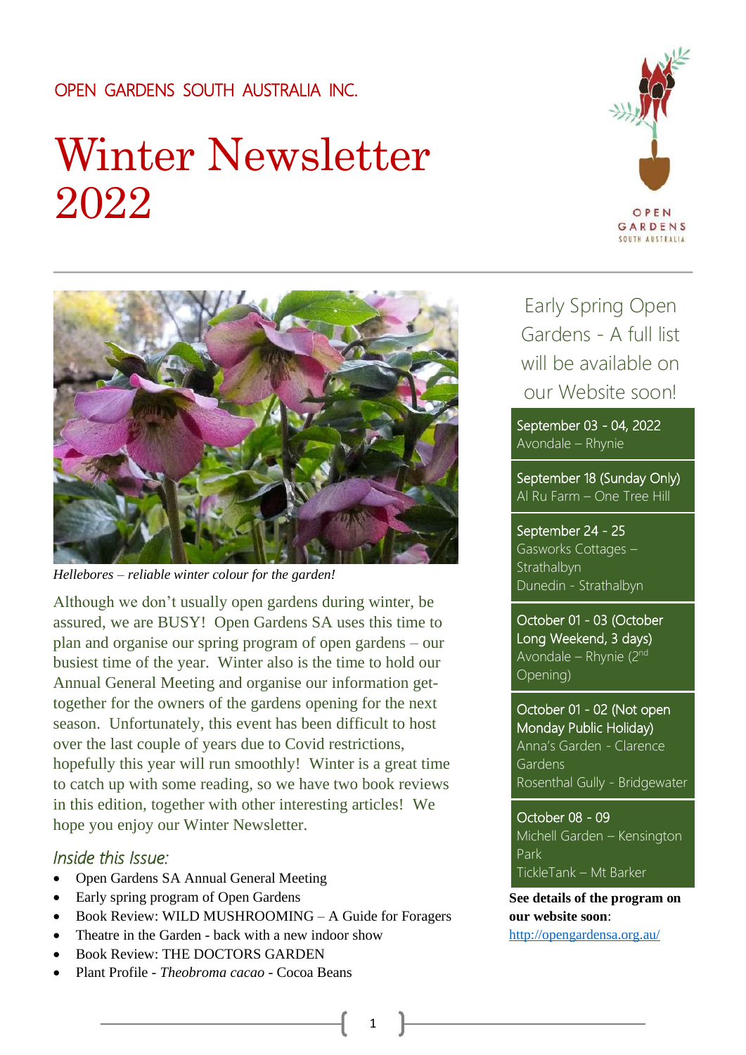OPEN GARDENS SOUTH AUSTRALIA INC.

# Winter Newsletter 2022

*Hellebores – reliable winter colour for the garden!*

Although we don't usually open gardens during winter, be assured, we are BUSY! Open Gardens SA uses this time to plan and organise our spring program of open gardens – our busiest time of the year. Winter also is the time to hold our Annual General Meeting and organise our information get-together for the owners of the gardens opening for the next season. Unfortunately, this event has been difficult to host over the last couple of years due to Covid restrictions, hopefully this year will run smoothly! Winter is a great time to catch up with some reading, so we have two book reviews in this edition, together with other interesting articles! We hope you enjoy our Winter Newsletter.

## *Inside this Issue:*

- Open Gardens SA Annual General Meeting
- Early spring program of Open Gardens
- Book Review: WILD MUSHROOMING – A Guide for Foragers
- Theatre in the Garden - back with a new indoor show
- Book Review: THE DOCTORS GARDEN
- Plant Profile - *Theobroma cacao* - Cocoa Beans

## Early Spring Open Gardens - A full list will be available on our Website soon!

**September 03 - 04, 2022**
Avondale – Rhynie

**September 18 (Sunday Only)**
Al Ru Farm – One Tree Hill

**September 24 - 25**
Gasworks Cottages – Strathalbyn
Dunedin - Strathalbyn

**October 01 - 03 (October Long Weekend, 3 days)**
Avondale – Rhynie (2nd Opening)

**October 01 - 02 (Not open Monday Public Holiday)**
Anna's Garden - Clarence Gardens
Rosenthal Gully - Bridgewater

**October 08 - 09**
Michell Garden – Kensington Park
TickleTank – Mt Barker

**See details of the program on our website soon**: http://opengardensa.org.au/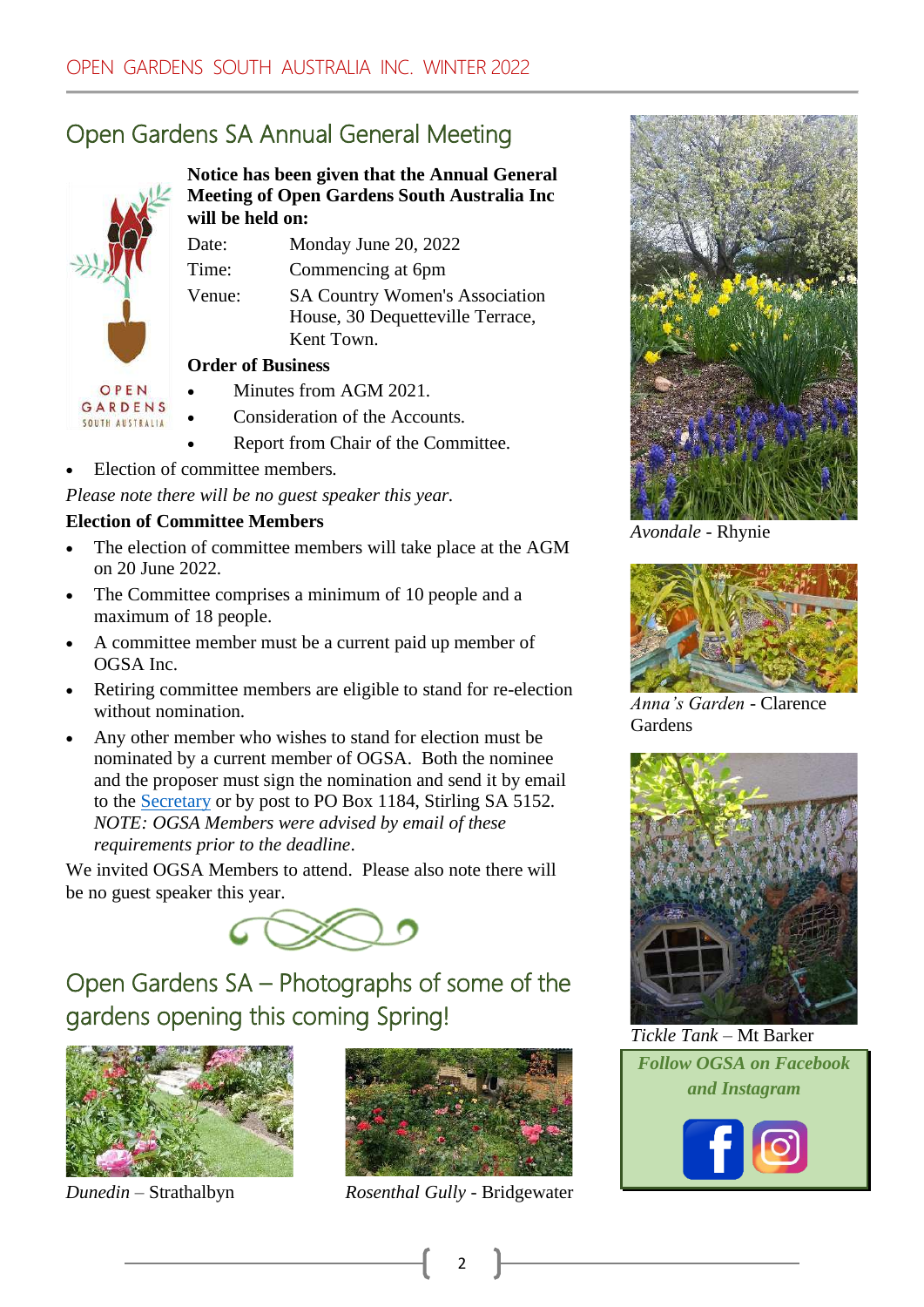## Open Gardens SA Annual General Meeting

**Notice has been given that the Annual General Meeting of Open Gardens South Australia Inc will be held on:**

Date: Monday June 20, 2022

Time: Commencing at 6pm

Venue: SA Country Women's Association House, 30 Dequetteville Terrace, Kent Town.

**Order of Business**

- Minutes from AGM 2021.
- Consideration of the Accounts.
- Report from Chair of the Committee.
- Election of committee members.

*Please note there will be no guest speaker this year.*

**Election of Committee Members**

- The election of committee members will take place at the AGM on 20 June 2022.
- The Committee comprises a minimum of 10 people and a maximum of 18 people.
- A committee member must be a current paid up member of OGSA Inc.
- Retiring committee members are eligible to stand for re-election without nomination.
- Any other member who wishes to stand for election must be nominated by a current member of OGSA. Both the nominee and the proposer must sign the nomination and send it by email to the Secretary or by post to PO Box 1184, Stirling SA 5152. *NOTE: OGSA Members were advised by email of these requirements prior to the deadline*.

We invited OGSA Members to attend. Please also note there will be no guest speaker this year.

## Open Gardens SA – Photographs of some of the gardens opening this coming Spring!

*Dunedin* – Strathalbyn

*Rosenthal Gully* - Bridgewater

*Avondale* - Rhynie

*Anna's Garden* - Clarence Gardens

*Tickle Tank* – Mt Barker

***Follow OGSA on Facebook and Instagram***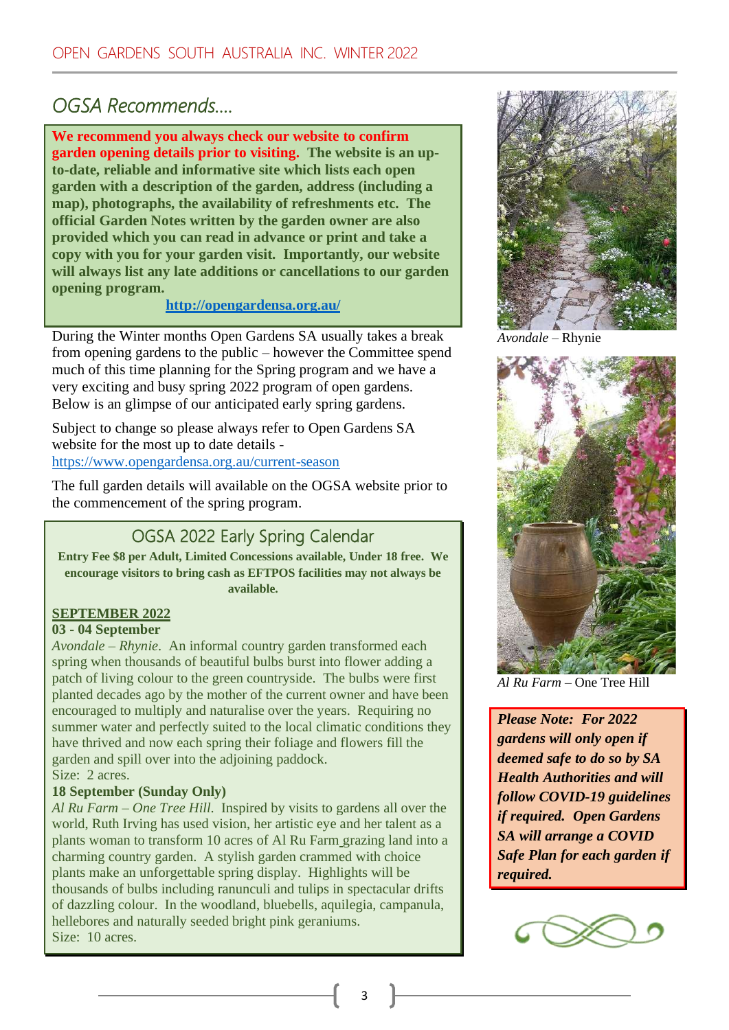## *OGSA Recommends….*

**We recommend you always check our website to confirm garden opening details prior to visiting. The website is an up-to-date, reliable and informative site which lists each open garden with a description of the garden, address (including a map), photographs, the availability of refreshments etc. The official Garden Notes written by the garden owner are also provided which you can read in advance or print and take a copy with you for your garden visit. Importantly, our website will always list any late additions or cancellations to our garden opening program.**

**http://opengardensa.org.au/**

During the Winter months Open Gardens SA usually takes a break from opening gardens to the public – however the Committee spend much of this time planning for the Spring program and we have a very exciting and busy spring 2022 program of open gardens. Below is an glimpse of our anticipated early spring gardens.

Subject to change so please always refer to Open Gardens SA website for the most up to date details - https://www.opengardensa.org.au/current-season

The full garden details will available on the OGSA website prior to the commencement of the spring program.

### OGSA 2022 Early Spring Calendar

**Entry Fee $8 per Adult, Limited Concessions available, Under 18 free. We encourage visitors to bring cash as EFTPOS facilities may not always be available.**

**SEPTEMBER 2022**

**03 - 04 September**

*Avondale – Rhynie*. An informal country garden transformed each spring when thousands of beautiful bulbs burst into flower adding a patch of living colour to the green countryside. The bulbs were first planted decades ago by the mother of the current owner and have been encouraged to multiply and naturalise over the years. Requiring no summer water and perfectly suited to the local climatic conditions they have thrived and now each spring their foliage and flowers fill the garden and spill over into the adjoining paddock.
Size: 2 acres.

**18 September (Sunday Only)**

*Al Ru Farm – One Tree Hill.* Inspired by visits to gardens all over the world, Ruth Irving has used vision, her artistic eye and her talent as a plants woman to transform 10 acres of Al Ru Farm grazing land into a charming country garden. A stylish garden crammed with choice plants make an unforgettable spring display. Highlights will be thousands of bulbs including ranunculi and tulips in spectacular drifts of dazzling colour. In the woodland, bluebells, aquilegia, campanula, hellebores and naturally seeded bright pink geraniums.
Size: 10 acres.

*Avondale* – Rhynie

*Al Ru Farm* – One Tree Hill

***Please Note: For 2022 gardens will only open if deemed safe to do so by SA Health Authorities and will follow COVID-19 guidelines if required. Open Gardens SA will arrange a COVID Safe Plan for each garden if required.***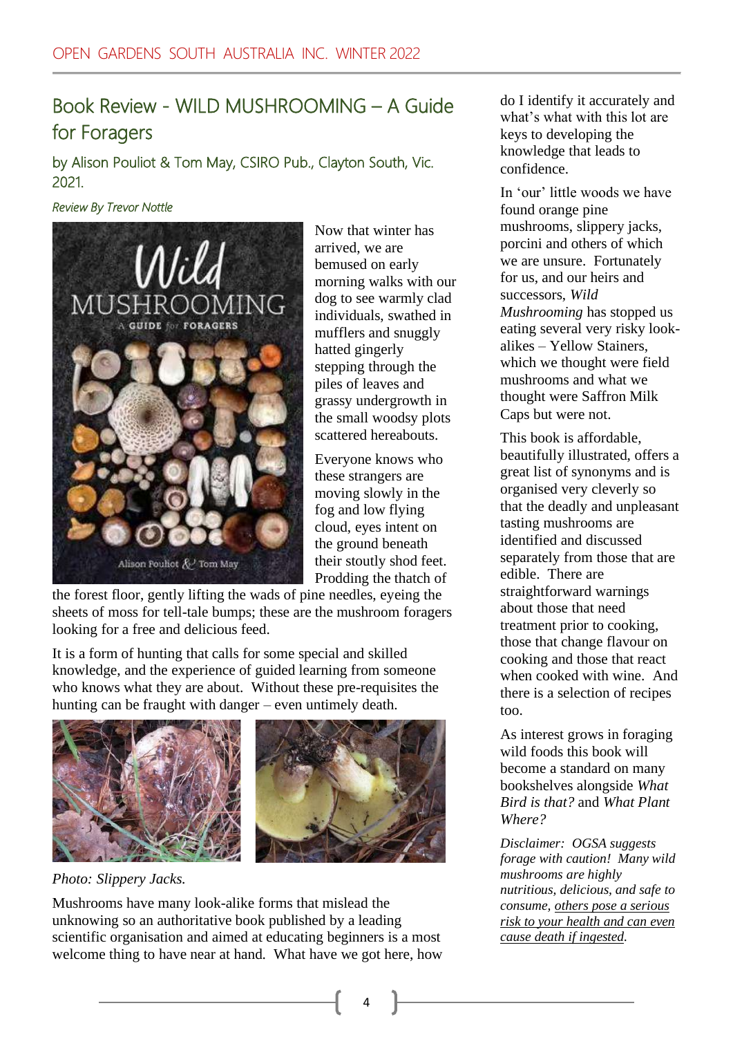## Book Review - WILD MUSHROOMING – A Guide for Foragers

### by Alison Pouliot & Tom May, CSIRO Pub., Clayton South, Vic. 2021.

*Review By Trevor Nottle*

Now that winter has arrived, we are bemused on early morning walks with our dog to see warmly clad individuals, swathed in mufflers and snuggly hatted gingerly stepping through the piles of leaves and grassy undergrowth in the small woodsy plots scattered hereabouts.

Everyone knows who these strangers are moving slowly in the fog and low flying cloud, eyes intent on the ground beneath their stoutly shod feet. Prodding the thatch of the forest floor, gently lifting the wads of pine needles, eyeing the sheets of moss for tell-tale bumps; these are the mushroom foragers looking for a free and delicious feed.

It is a form of hunting that calls for some special and skilled knowledge, and the experience of guided learning from someone who knows what they are about. Without these pre-requisites the hunting can be fraught with danger – even untimely death.

*Photo: Slippery Jacks.*

Mushrooms have many look-alike forms that mislead the unknowing so an authoritative book published by a leading scientific organisation and aimed at educating beginners is a most welcome thing to have near at hand. What have we got here, how do I identify it accurately and what's what with this lot are keys to developing the knowledge that leads to confidence.

In 'our' little woods we have found orange pine mushrooms, slippery jacks, porcini and others of which we are unsure. Fortunately for us, and our heirs and successors, *Wild Mushrooming* has stopped us eating several very risky look-alikes – Yellow Stainers, which we thought were field mushrooms and what we thought were Saffron Milk Caps but were not.

This book is affordable, beautifully illustrated, offers a great list of synonyms and is organised very cleverly so that the deadly and unpleasant tasting mushrooms are identified and discussed separately from those that are edible. There are straightforward warnings about those that need treatment prior to cooking, those that change flavour on cooking and those that react when cooked with wine. And there is a selection of recipes too.

As interest grows in foraging wild foods this book will become a standard on many bookshelves alongside *What Bird is that?* and *What Plant Where?*

*Disclaimer: OGSA suggests forage with caution! Many wild mushrooms are highly nutritious, delicious, and safe to consume, <u>others pose a serious risk to your health and can even cause death if ingested</u>.*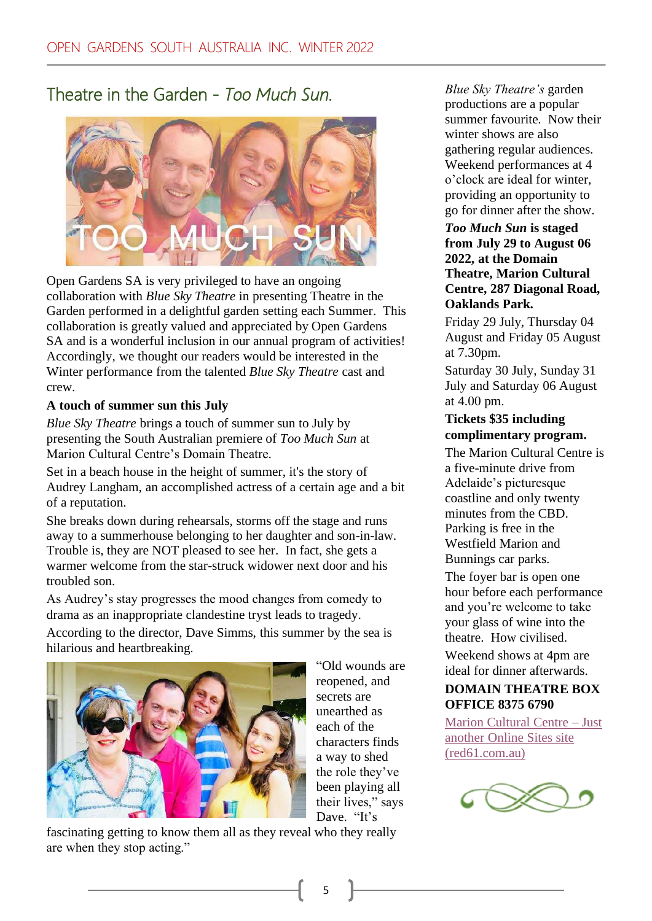## Theatre in the Garden - *Too Much Sun.*

Open Gardens SA is very privileged to have an ongoing collaboration with *Blue Sky Theatre* in presenting Theatre in the Garden performed in a delightful garden setting each Summer. This collaboration is greatly valued and appreciated by Open Gardens SA and is a wonderful inclusion in our annual program of activities! Accordingly, we thought our readers would be interested in the Winter performance from the talented *Blue Sky Theatre* cast and crew.

**A touch of summer sun this July**

*Blue Sky Theatre* brings a touch of summer sun to July by presenting the South Australian premiere of *Too Much Sun* at Marion Cultural Centre's Domain Theatre.

Set in a beach house in the height of summer, it's the story of Audrey Langham, an accomplished actress of a certain age and a bit of a reputation.

She breaks down during rehearsals, storms off the stage and runs away to a summerhouse belonging to her daughter and son-in-law. Trouble is, they are NOT pleased to see her. In fact, she gets a warmer welcome from the star-struck widower next door and his troubled son.

As Audrey's stay progresses the mood changes from comedy to drama as an inappropriate clandestine tryst leads to tragedy.

According to the director, Dave Simms, this summer by the sea is hilarious and heartbreaking.

"Old wounds are reopened, and secrets are unearthed as each of the characters finds a way to shed the role they've been playing all their lives," says Dave. "It's fascinating getting to know them all as they reveal who they really are when they stop acting."

*Blue Sky Theatre's* garden productions are a popular summer favourite. Now their winter shows are also gathering regular audiences. Weekend performances at 4 o'clock are ideal for winter, providing an opportunity to go for dinner after the show.

***Too Much Sun*** **is staged from July 29 to August 06 2022, at the Domain Theatre, Marion Cultural Centre, 287 Diagonal Road, Oaklands Park.**

Friday 29 July, Thursday 04 August and Friday 05 August at 7.30pm.

Saturday 30 July, Sunday 31 July and Saturday 06 August at 4.00 pm.

**Tickets $35 including complimentary program.**

The Marion Cultural Centre is a five-minute drive from Adelaide's picturesque coastline and only twenty minutes from the CBD. Parking is free in the Westfield Marion and Bunnings car parks.

The foyer bar is open one hour before each performance and you're welcome to take your glass of wine into the theatre. How civilised.

Weekend shows at 4pm are ideal for dinner afterwards.

**DOMAIN THEATRE BOX OFFICE 8375 6790**

[Marion Cultural Centre – Just another Online Sites site (red61.com.au)]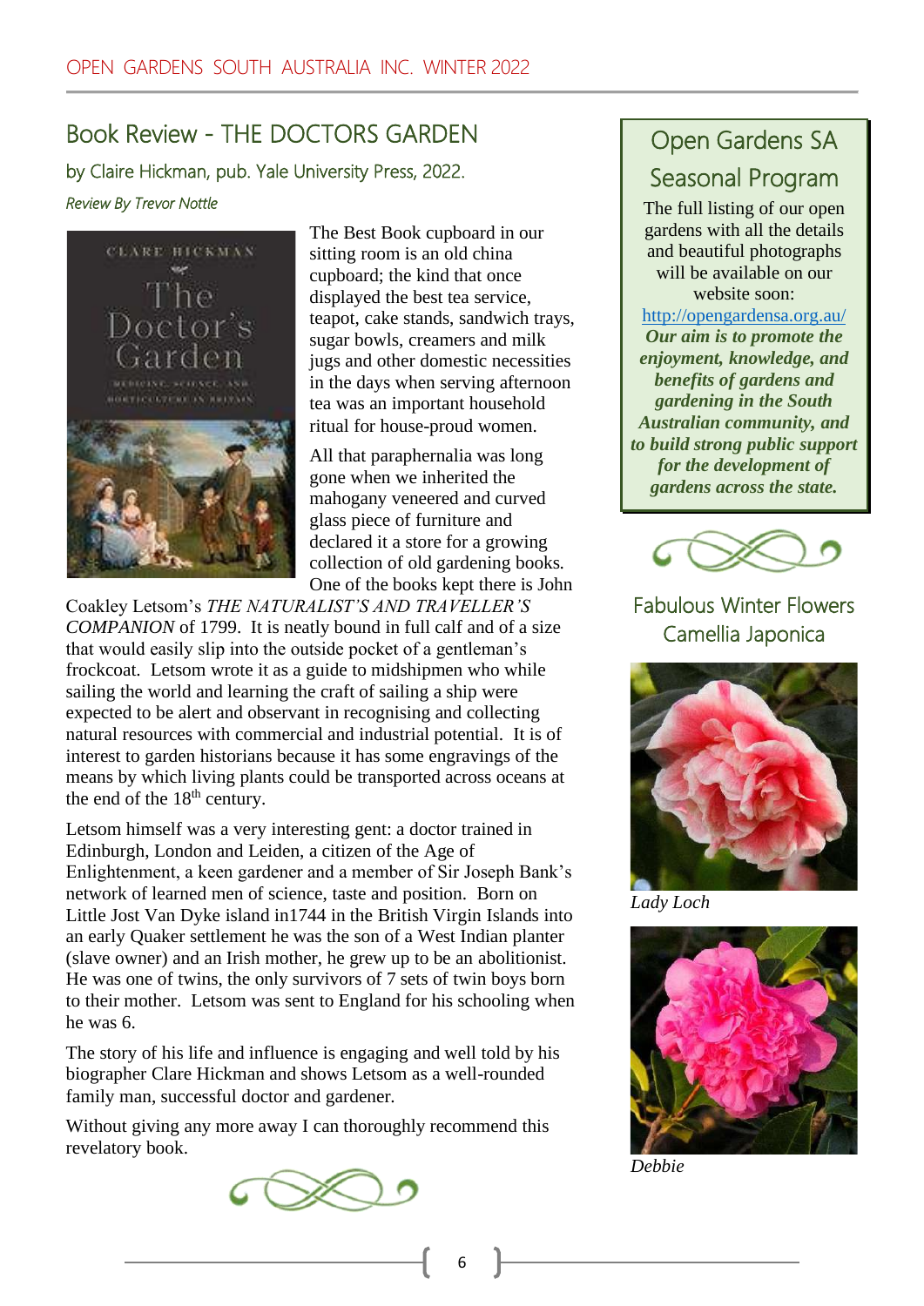## Book Review - THE DOCTORS GARDEN

by Claire Hickman, pub. Yale University Press, 2022.

*Review By Trevor Nottle*

The Best Book cupboard in our sitting room is an old china cupboard; the kind that once displayed the best tea service, teapot, cake stands, sandwich trays, sugar bowls, creamers and milk jugs and other domestic necessities in the days when serving afternoon tea was an important household ritual for house-proud women.

All that paraphernalia was long gone when we inherited the mahogany veneered and curved glass piece of furniture and declared it a store for a growing collection of old gardening books. One of the books kept there is John Coakley Letsom's *THE NATURALIST'S AND TRAVELLER'S COMPANION* of 1799. It is neatly bound in full calf and of a size that would easily slip into the outside pocket of a gentleman's frockcoat. Letsom wrote it as a guide to midshipmen who while sailing the world and learning the craft of sailing a ship were expected to be alert and observant in recognising and collecting natural resources with commercial and industrial potential. It is of interest to garden historians because it has some engravings of the means by which living plants could be transported across oceans at the end of the 18th century.

Letsom himself was a very interesting gent: a doctor trained in Edinburgh, London and Leiden, a citizen of the Age of Enlightenment, a keen gardener and a member of Sir Joseph Bank's network of learned men of science, taste and position. Born on Little Jost Van Dyke island in1744 in the British Virgin Islands into an early Quaker settlement he was the son of a West Indian planter (slave owner) and an Irish mother, he grew up to be an abolitionist. He was one of twins, the only survivors of 7 sets of twin boys born to their mother. Letsom was sent to England for his schooling when he was 6.

The story of his life and influence is engaging and well told by his biographer Clare Hickman and shows Letsom as a well-rounded family man, successful doctor and gardener.

Without giving any more away I can thoroughly recommend this revelatory book.

## Open Gardens SA Seasonal Program

The full listing of our open gardens with all the details and beautiful photographs will be available on our website soon:

http://opengardensa.org.au/

***Our aim is to promote the enjoyment, knowledge, and benefits of gardens and gardening in the South Australian community, and to build strong public support for the development of gardens across the state.***

## Fabulous Winter Flowers Camellia Japonica

*Lady Loch*

*Debbie*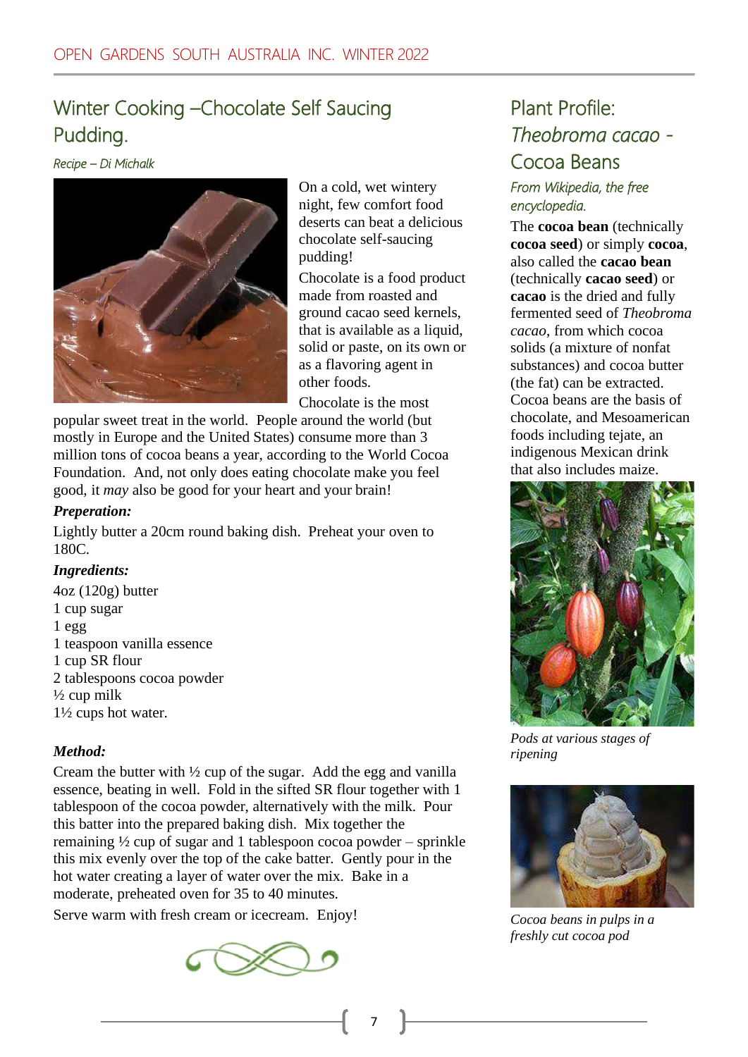## Winter Cooking –Chocolate Self Saucing Pudding.

*Recipe – Di Michalk*

On a cold, wet wintery night, few comfort food deserts can beat a delicious chocolate self-saucing pudding!

Chocolate is a food product made from roasted and ground cacao seed kernels, that is available as a liquid, solid or paste, on its own or as a flavoring agent in other foods.

Chocolate is the most popular sweet treat in the world. People around the world (but mostly in Europe and the United States) consume more than 3 million tons of cocoa beans a year, according to the World Cocoa Foundation. And, not only does eating chocolate make you feel good, it *may* also be good for your heart and your brain!

***Preperation:***

Lightly butter a 20cm round baking dish. Preheat your oven to 180C.

***Ingredients:***

4oz (120g) butter
1 cup sugar
1 egg
1 teaspoon vanilla essence
1 cup SR flour
2 tablespoons cocoa powder
½ cup milk
1½ cups hot water.

***Method:***

Cream the butter with ½ cup of the sugar. Add the egg and vanilla essence, beating in well. Fold in the sifted SR flour together with 1 tablespoon of the cocoa powder, alternatively with the milk. Pour this batter into the prepared baking dish. Mix together the remaining ½ cup of sugar and 1 tablespoon cocoa powder – sprinkle this mix evenly over the top of the cake batter. Gently pour in the hot water creating a layer of water over the mix. Bake in a moderate, preheated oven for 35 to 40 minutes.

Serve warm with fresh cream or icecream. Enjoy!

## Plant Profile: *Theobroma cacao* - Cocoa Beans

*From Wikipedia, the free encyclopedia.*

The **cocoa bean** (technically **cocoa seed**) or simply **cocoa**, also called the **cacao bean** (technically **cacao seed**) or **cacao** is the dried and fully fermented seed of *Theobroma cacao*, from which cocoa solids (a mixture of nonfat substances) and cocoa butter (the fat) can be extracted. Cocoa beans are the basis of chocolate, and Mesoamerican foods including tejate, an indigenous Mexican drink that also includes maize.

*Pods at various stages of ripening*

*Cocoa beans in pulps in a freshly cut cocoa pod*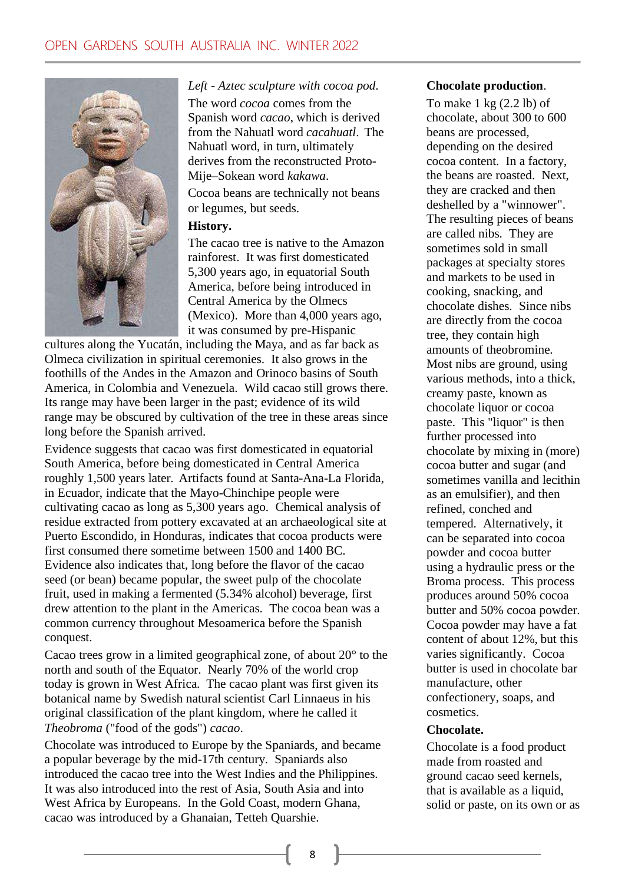*Left - Aztec sculpture with cocoa pod.*

The word *cocoa* comes from the Spanish word *cacao*, which is derived from the Nahuatl word *cacahuatl*. The Nahuatl word, in turn, ultimately derives from the reconstructed Proto-Mije–Sokean word *kakawa*.

Cocoa beans are technically not beans or legumes, but seeds.

**History.**

The cacao tree is native to the Amazon rainforest. It was first domesticated 5,300 years ago, in equatorial South America, before being introduced in Central America by the Olmecs (Mexico). More than 4,000 years ago, it was consumed by pre-Hispanic cultures along the Yucatán, including the Maya, and as far back as Olmeca civilization in spiritual ceremonies. It also grows in the foothills of the Andes in the Amazon and Orinoco basins of South America, in Colombia and Venezuela. Wild cacao still grows there. Its range may have been larger in the past; evidence of its wild range may be obscured by cultivation of the tree in these areas since long before the Spanish arrived.

Evidence suggests that cacao was first domesticated in equatorial South America, before being domesticated in Central America roughly 1,500 years later. Artifacts found at Santa-Ana-La Florida, in Ecuador, indicate that the Mayo-Chinchipe people were cultivating cacao as long as 5,300 years ago. Chemical analysis of residue extracted from pottery excavated at an archaeological site at Puerto Escondido, in Honduras, indicates that cocoa products were first consumed there sometime between 1500 and 1400 BC. Evidence also indicates that, long before the flavor of the cacao seed (or bean) became popular, the sweet pulp of the chocolate fruit, used in making a fermented (5.34% alcohol) beverage, first drew attention to the plant in the Americas. The cocoa bean was a common currency throughout Mesoamerica before the Spanish conquest.

Cacao trees grow in a limited geographical zone, of about 20° to the north and south of the Equator. Nearly 70% of the world crop today is grown in West Africa. The cacao plant was first given its botanical name by Swedish natural scientist Carl Linnaeus in his original classification of the plant kingdom, where he called it *Theobroma* ("food of the gods") *cacao*.

Chocolate was introduced to Europe by the Spaniards, and became a popular beverage by the mid-17th century. Spaniards also introduced the cacao tree into the West Indies and the Philippines. It was also introduced into the rest of Asia, South Asia and into West Africa by Europeans. In the Gold Coast, modern Ghana, cacao was introduced by a Ghanaian, Tetteh Quarshie.

**Chocolate production.**

To make 1 kg (2.2 lb) of chocolate, about 300 to 600 beans are processed, depending on the desired cocoa content. In a factory, the beans are roasted. Next, they are cracked and then deshelled by a "winnower". The resulting pieces of beans are called nibs. They are sometimes sold in small packages at specialty stores and markets to be used in cooking, snacking, and chocolate dishes. Since nibs are directly from the cocoa tree, they contain high amounts of theobromine. Most nibs are ground, using various methods, into a thick, creamy paste, known as chocolate liquor or cocoa paste. This "liquor" is then further processed into chocolate by mixing in (more) cocoa butter and sugar (and sometimes vanilla and lecithin as an emulsifier), and then refined, conched and tempered. Alternatively, it can be separated into cocoa powder and cocoa butter using a hydraulic press or the Broma process. This process produces around 50% cocoa butter and 50% cocoa powder. Cocoa powder may have a fat content of about 12%, but this varies significantly. Cocoa butter is used in chocolate bar manufacture, other confectionery, soaps, and cosmetics.

**Chocolate.**

Chocolate is a food product made from roasted and ground cacao seed kernels, that is available as a liquid, solid or paste, on its own or as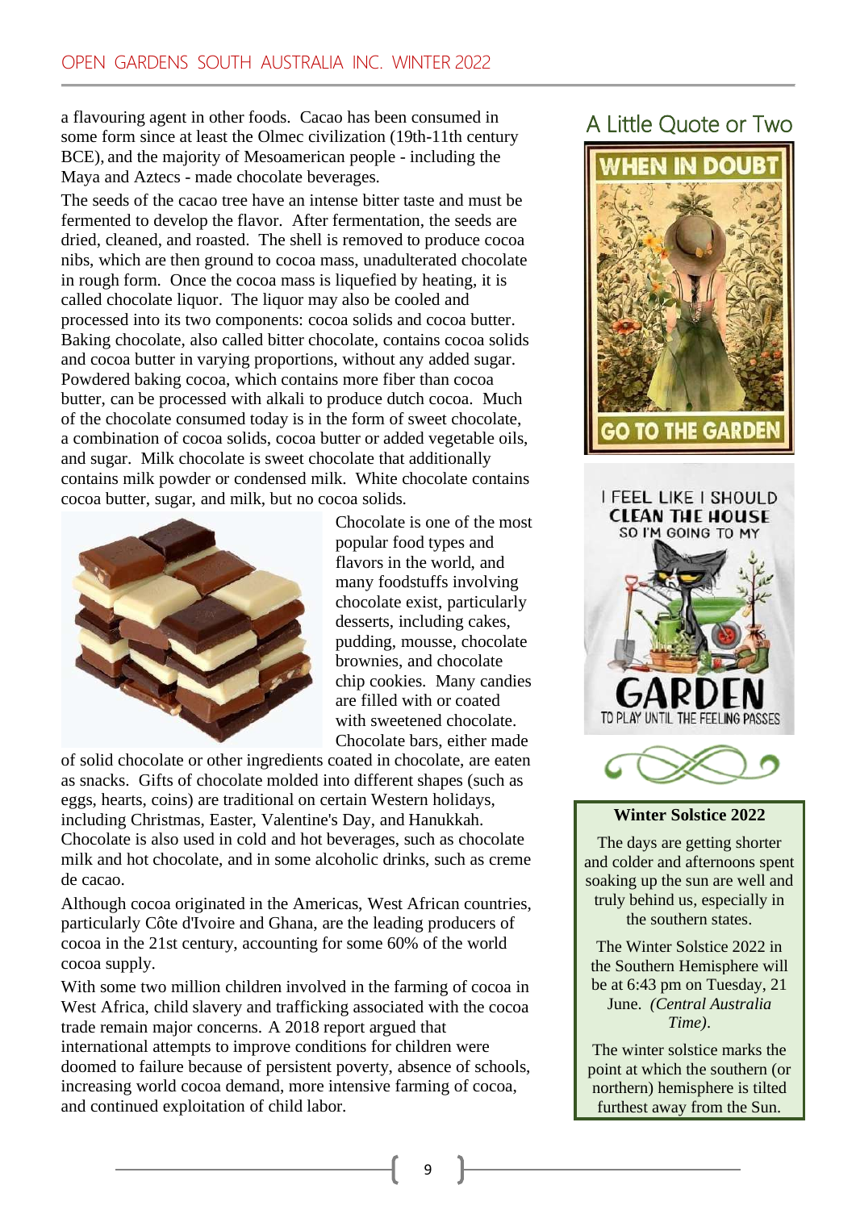a flavouring agent in other foods. Cacao has been consumed in some form since at least the Olmec civilization (19th-11th century BCE), and the majority of Mesoamerican people - including the Maya and Aztecs - made chocolate beverages.

The seeds of the cacao tree have an intense bitter taste and must be fermented to develop the flavor. After fermentation, the seeds are dried, cleaned, and roasted. The shell is removed to produce cocoa nibs, which are then ground to cocoa mass, unadulterated chocolate in rough form. Once the cocoa mass is liquefied by heating, it is called chocolate liquor. The liquor may also be cooled and processed into its two components: cocoa solids and cocoa butter. Baking chocolate, also called bitter chocolate, contains cocoa solids and cocoa butter in varying proportions, without any added sugar. Powdered baking cocoa, which contains more fiber than cocoa butter, can be processed with alkali to produce dutch cocoa. Much of the chocolate consumed today is in the form of sweet chocolate, a combination of cocoa solids, cocoa butter or added vegetable oils, and sugar. Milk chocolate is sweet chocolate that additionally contains milk powder or condensed milk. White chocolate contains cocoa butter, sugar, and milk, but no cocoa solids.

Chocolate is one of the most popular food types and flavors in the world, and many foodstuffs involving chocolate exist, particularly desserts, including cakes, pudding, mousse, chocolate brownies, and chocolate chip cookies. Many candies are filled with or coated with sweetened chocolate. Chocolate bars, either made of solid chocolate or other ingredients coated in chocolate, are eaten as snacks. Gifts of chocolate molded into different shapes (such as eggs, hearts, coins) are traditional on certain Western holidays, including Christmas, Easter, Valentine's Day, and Hanukkah. Chocolate is also used in cold and hot beverages, such as chocolate milk and hot chocolate, and in some alcoholic drinks, such as creme de cacao.

Although cocoa originated in the Americas, West African countries, particularly Côte d'Ivoire and Ghana, are the leading producers of cocoa in the 21st century, accounting for some 60% of the world cocoa supply.

With some two million children involved in the farming of cocoa in West Africa, child slavery and trafficking associated with the cocoa trade remain major concerns. A 2018 report argued that international attempts to improve conditions for children were doomed to failure because of persistent poverty, absence of schools, increasing world cocoa demand, more intensive farming of cocoa, and continued exploitation of child labor.

## A Little Quote or Two

WHEN IN DOUBT GO TO THE GARDEN

I FEEL LIKE I SHOULD CLEAN THE HOUSE SO I'M GOING TO MY GARDEN TO PLAY UNTIL THE FEELING PASSES

**Winter Solstice 2022**

The days are getting shorter and colder and afternoons spent soaking up the sun are well and truly behind us, especially in the southern states.

The Winter Solstice 2022 in the Southern Hemisphere will be at 6:43 pm on Tuesday, 21 June. *(Central Australia Time)*.

The winter solstice marks the point at which the southern (or northern) hemisphere is tilted furthest away from the Sun.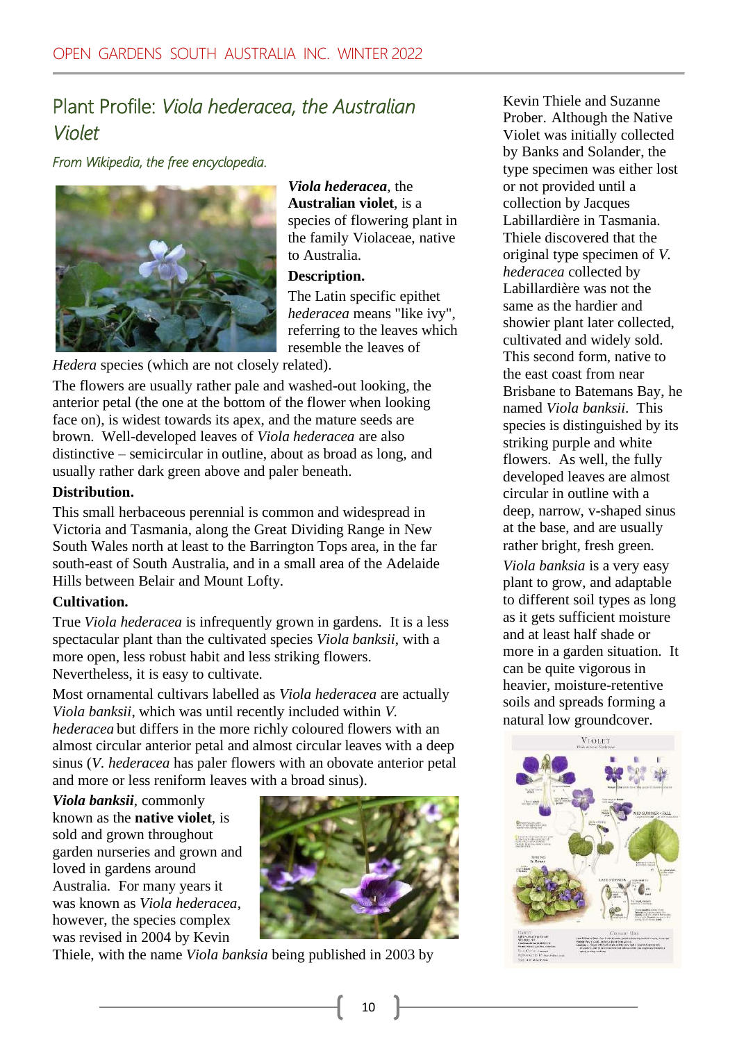# Plant Profile: *Viola hederacea, the Australian Violet*

*From Wikipedia, the free encyclopedia.*

***Viola hederacea***, the **Australian violet**, is a species of flowering plant in the family Violaceae, native to Australia.

**Description.**

The Latin specific epithet *hederacea* means "like ivy", referring to the leaves which resemble the leaves of *Hedera* species (which are not closely related).

The flowers are usually rather pale and washed-out looking, the anterior petal (the one at the bottom of the flower when looking face on), is widest towards its apex, and the mature seeds are brown. Well-developed leaves of *Viola hederacea* are also distinctive – semicircular in outline, about as broad as long, and usually rather dark green above and paler beneath.

**Distribution.**

This small herbaceous perennial is common and widespread in Victoria and Tasmania, along the Great Dividing Range in New South Wales north at least to the Barrington Tops area, in the far south-east of South Australia, and in a small area of the Adelaide Hills between Belair and Mount Lofty.

**Cultivation.**

True *Viola hederacea* is infrequently grown in gardens. It is a less spectacular plant than the cultivated species *Viola banksii*, with a more open, less robust habit and less striking flowers. Nevertheless, it is easy to cultivate.

Most ornamental cultivars labelled as *Viola hederacea* are actually *Viola banksii*, which was until recently included within *V. hederacea* but differs in the more richly coloured flowers with an almost circular anterior petal and almost circular leaves with a deep sinus (*V. hederacea* has paler flowers with an obovate anterior petal and more or less reniform leaves with a broad sinus).

***Viola banksii***, commonly known as the **native violet**, is sold and grown throughout garden nurseries and grown and loved in gardens around Australia. For many years it was known as *Viola hederacea*, however, the species complex was revised in 2004 by Kevin Thiele, with the name *Viola banksia* being published in 2003 by Kevin Thiele and Suzanne Prober. Although the Native Violet was initially collected by Banks and Solander, the type specimen was either lost or not provided until a collection by Jacques Labillardière in Tasmania. Thiele discovered that the original type specimen of *V. hederacea* collected by Labillardière was not the same as the hardier and showier plant later collected, cultivated and widely sold. This second form, native to the east coast from near Brisbane to Batemans Bay, he named *Viola banksii*. This species is distinguished by its striking purple and white flowers. As well, the fully developed leaves are almost circular in outline with a deep, narrow, v-shaped sinus at the base, and are usually rather bright, fresh green.

*Viola banksia* is a very easy plant to grow, and adaptable to different soil types as long as it gets sufficient moisture and at least half shade or more in a garden situation. It can be quite vigorous in heavier, moisture-retentive soils and spreads forming a natural low groundcover.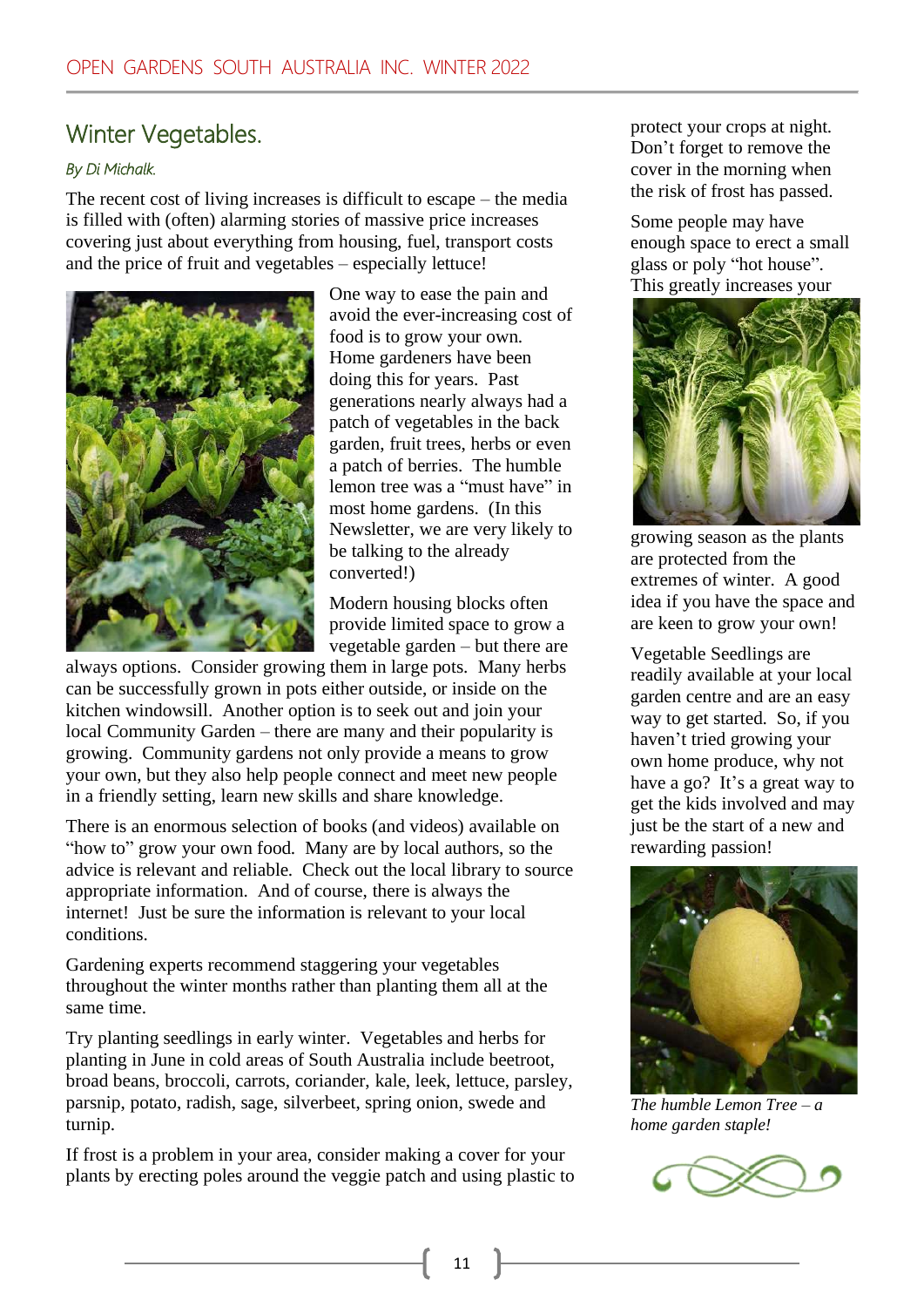## Winter Vegetables.

*By Di Michalk.*

The recent cost of living increases is difficult to escape – the media is filled with (often) alarming stories of massive price increases covering just about everything from housing, fuel, transport costs and the price of fruit and vegetables – especially lettuce!

One way to ease the pain and avoid the ever-increasing cost of food is to grow your own. Home gardeners have been doing this for years. Past generations nearly always had a patch of vegetables in the back garden, fruit trees, herbs or even a patch of berries. The humble lemon tree was a "must have" in most home gardens. (In this Newsletter, we are very likely to be talking to the already converted!)

Modern housing blocks often provide limited space to grow a vegetable garden – but there are always options. Consider growing them in large pots. Many herbs can be successfully grown in pots either outside, or inside on the kitchen windowsill. Another option is to seek out and join your local Community Garden – there are many and their popularity is growing. Community gardens not only provide a means to grow your own, but they also help people connect and meet new people in a friendly setting, learn new skills and share knowledge.

There is an enormous selection of books (and videos) available on "how to" grow your own food. Many are by local authors, so the advice is relevant and reliable. Check out the local library to source appropriate information. And of course, there is always the internet! Just be sure the information is relevant to your local conditions.

Gardening experts recommend staggering your vegetables throughout the winter months rather than planting them all at the same time.

Try planting seedlings in early winter. Vegetables and herbs for planting in June in cold areas of South Australia include beetroot, broad beans, broccoli, carrots, coriander, kale, leek, lettuce, parsley, parsnip, potato, radish, sage, silverbeet, spring onion, swede and turnip.

If frost is a problem in your area, consider making a cover for your plants by erecting poles around the veggie patch and using plastic to protect your crops at night. Don't forget to remove the cover in the morning when the risk of frost has passed.

Some people may have enough space to erect a small glass or poly "hot house". This greatly increases your growing season as the plants are protected from the extremes of winter. A good idea if you have the space and are keen to grow your own!

Vegetable Seedlings are readily available at your local garden centre and are an easy way to get started. So, if you haven't tried growing your own home produce, why not have a go? It's a great way to get the kids involved and may just be the start of a new and rewarding passion!

*The humble Lemon Tree – a home garden staple!*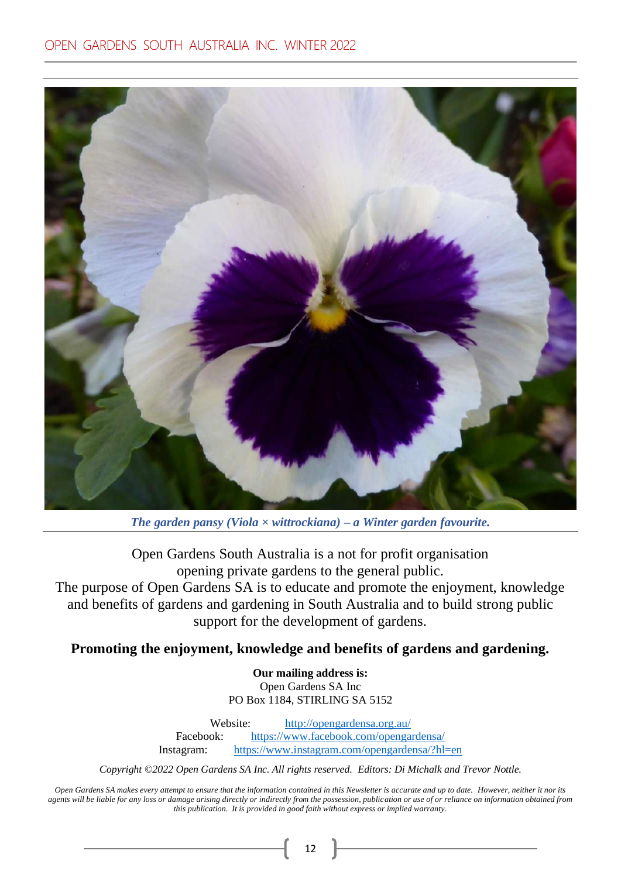*The garden pansy (Viola × wittrockiana) – a Winter garden favourite.*

Open Gardens South Australia is a not for profit organisation opening private gardens to the general public.
The purpose of Open Gardens SA is to educate and promote the enjoyment, knowledge and benefits of gardens and gardening in South Australia and to build strong public support for the development of gardens.

**Promoting the enjoyment, knowledge and benefits of gardens and gardening.**

**Our mailing address is:**
Open Gardens SA Inc
PO Box 1184, STIRLING SA 5152

Website: http://opengardensa.org.au/
Facebook: https://www.facebook.com/opengardensa/
Instagram: https://www.instagram.com/opengardensa/?hl=en

*Copyright ©2022 Open Gardens SA Inc. All rights reserved. Editors: Di Michalk and Trevor Nottle.*

*Open Gardens SA makes every attempt to ensure that the information contained in this Newsletter is accurate and up to date. However, neither it nor its agents will be liable for any loss or damage arising directly or indirectly from the possession, publication or use of or reliance on information obtained from this publication. It is provided in good faith without express or implied warranty.*